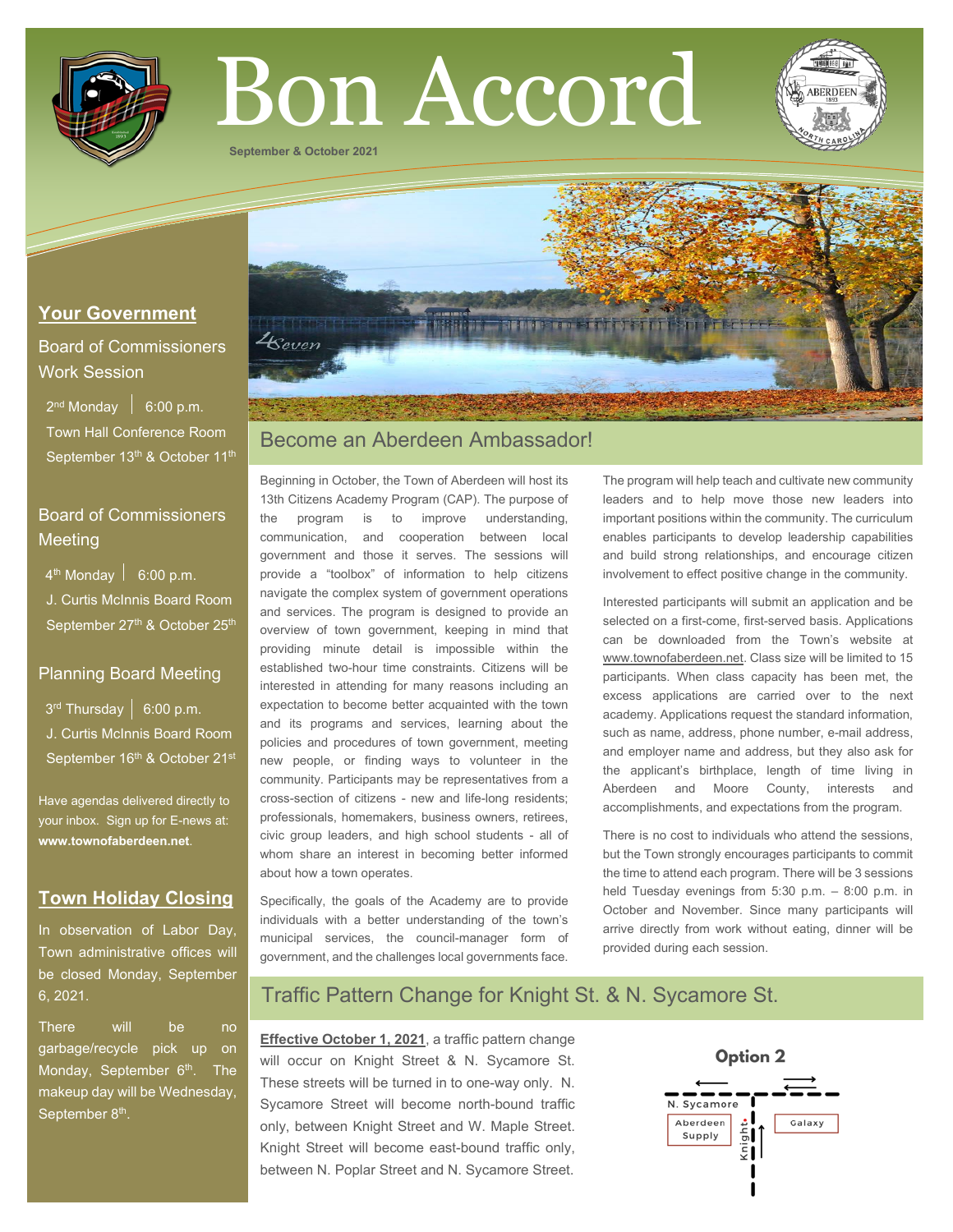# Bon Accord

September & October 2021

## Your Government

### Board of Commissioners Work Session

2nd Monday | 6:00 p.m.
Town Hall Conference Room
September 13th & October 11th

### Board of Commissioners Meeting

4th Monday | 6:00 p.m.
J. Curtis McInnis Board Room
September 27th & October 25th

### Planning Board Meeting

3rd Thursday | 6:00 p.m.
J. Curtis McInnis Board Room
September 16th & October 21st

Have agendas delivered directly to your inbox. Sign up for E-news at: **www.townofaberdeen.net**.

## Town Holiday Closing

In observation of Labor Day, Town administrative offices will be closed Monday, September 6, 2021.

There will be no garbage/recycle pick up on Monday, September 6th. The makeup day will be Wednesday, September 8th.

## Become an Aberdeen Ambassador!

Beginning in October, the Town of Aberdeen will host its 13th Citizens Academy Program (CAP). The purpose of the program is to improve understanding, communication, and cooperation between local government and those it serves. The sessions will provide a "toolbox" of information to help citizens navigate the complex system of government operations and services. The program is designed to provide an overview of town government, keeping in mind that providing minute detail is impossible within the established two-hour time constraints. Citizens will be interested in attending for many reasons including an expectation to become better acquainted with the town and its programs and services, learning about the policies and procedures of town government, meeting new people, or finding ways to volunteer in the community. Participants may be representatives from a cross-section of citizens - new and life-long residents; professionals, homemakers, business owners, retirees, civic group leaders, and high school students - all of whom share an interest in becoming better informed about how a town operates.

Specifically, the goals of the Academy are to provide individuals with a better understanding of the town's municipal services, the council-manager form of government, and the challenges local governments face.

The program will help teach and cultivate new community leaders and to help move those new leaders into important positions within the community. The curriculum enables participants to develop leadership capabilities and build strong relationships, and encourage citizen involvement to effect positive change in the community.

Interested participants will submit an application and be selected on a first-come, first-served basis. Applications can be downloaded from the Town's website at www.townofaberdeen.net. Class size will be limited to 15 participants. When class capacity has been met, the excess applications are carried over to the next academy. Applications request the standard information, such as name, address, phone number, e-mail address, and employer name and address, but they also ask for the applicant's birthplace, length of time living in Aberdeen and Moore County, interests and accomplishments, and expectations from the program.

There is no cost to individuals who attend the sessions, but the Town strongly encourages participants to commit the time to attend each program. There will be 3 sessions held Tuesday evenings from 5:30 p.m. – 8:00 p.m. in October and November. Since many participants will arrive directly from work without eating, dinner will be provided during each session.

## Traffic Pattern Change for Knight St. & N. Sycamore St.

**Effective October 1, 2021**, a traffic pattern change will occur on Knight Street & N. Sycamore St. These streets will be turned in to one-way only. N. Sycamore Street will become north-bound traffic only, between Knight Street and W. Maple Street. Knight Street will become east-bound traffic only, between N. Poplar Street and N. Sycamore Street.

**Option 2**

N. Sycamore | Aberdeen Supply | Knight | Galaxy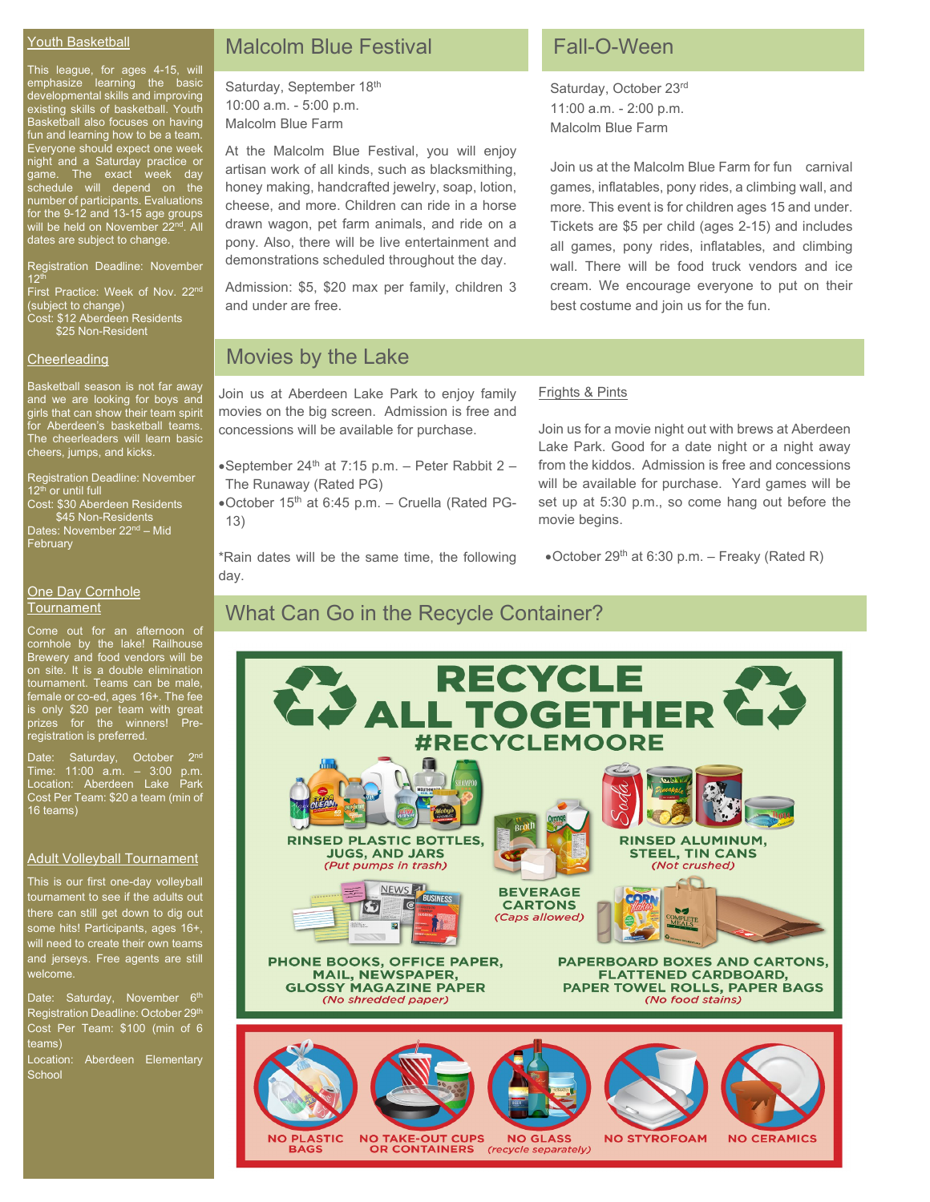## Youth Basketball

This league, for ages 4-15, will emphasize learning the basic developmental skills and improving existing skills of basketball. Youth Basketball also focuses on having fun and learning how to be a team. Everyone should expect one week night and a Saturday practice or game. The exact week day schedule will depend on the number of participants. Evaluations for the 9-12 and 13-15 age groups will be held on November 22nd. All dates are subject to change.

Registration Deadline: November 12th
First Practice: Week of Nov. 22nd (subject to change)
Cost: $12 Aberdeen Residents
$25 Non-Resident

## Cheerleading

Basketball season is not far away and we are looking for boys and girls that can show their team spirit for Aberdeen's basketball teams. The cheerleaders will learn basic cheers, jumps, and kicks.

Registration Deadline: November 12th or until full
Cost: $30 Aberdeen Residents
$45 Non-Residents
Dates: November 22nd – Mid February

## One Day Cornhole Tournament

Come out for an afternoon of cornhole by the lake! Railhouse Brewery and food vendors will be on site. It is a double elimination tournament. Teams can be male, female or co-ed, ages 16+. The fee is only $20 per team with great prizes for the winners! Pre-registration is preferred.

Date: Saturday, October 2nd
Time: 11:00 a.m. – 3:00 p.m.
Location: Aberdeen Lake Park
Cost Per Team: $20 a team (min of 16 teams)

## Adult Volleyball Tournament

This is our first one-day volleyball tournament to see if the adults out there can still get down to dig out some hits! Participants, ages 16+, will need to create their own teams and jerseys. Free agents are still welcome.

Date: Saturday, November 6th
Registration Deadline: October 29th
Cost Per Team: $100 (min of 6 teams)
Location: Aberdeen Elementary School

## Malcolm Blue Festival

Saturday, September 18th
10:00 a.m. - 5:00 p.m.
Malcolm Blue Farm

At the Malcolm Blue Festival, you will enjoy artisan work of all kinds, such as blacksmithing, honey making, handcrafted jewelry, soap, lotion, cheese, and more. Children can ride in a horse drawn wagon, pet farm animals, and ride on a pony. Also, there will be live entertainment and demonstrations scheduled throughout the day.

Admission: $5, $20 max per family, children 3 and under are free.

## Fall-O-Ween

Saturday, October 23rd
11:00 a.m. - 2:00 p.m.
Malcolm Blue Farm

Join us at the Malcolm Blue Farm for fun carnival games, inflatables, pony rides, a climbing wall, and more. This event is for children ages 15 and under. Tickets are $5 per child (ages 2-15) and includes all games, pony rides, inflatables, and climbing wall. There will be food truck vendors and ice cream. We encourage everyone to put on their best costume and join us for the fun.

## Movies by the Lake

Join us at Aberdeen Lake Park to enjoy family movies on the big screen. Admission is free and concessions will be available for purchase.

- September 24th at 7:15 p.m. – Peter Rabbit 2 – The Runaway (Rated PG)
- October 15th at 6:45 p.m. – Cruella (Rated PG-13)

*Rain dates will be the same time, the following day.

### Frights & Pints

Join us for a movie night out with brews at Aberdeen Lake Park. Good for a date night or a night away from the kiddos. Admission is free and concessions will be available for purchase. Yard games will be set up at 5:30 p.m., so come hang out before the movie begins.

- October 29th at 6:30 p.m. – Freaky (Rated R)

## What Can Go in the Recycle Container?

RECYCLE ALL TOGETHER
#RECYCLEMOORE

RINSED PLASTIC BOTTLES, JUGS, AND JARS
*(Put pumps in trash)*

BEVERAGE CARTONS
*(Caps allowed)*

RINSED ALUMINUM, STEEL, TIN CANS
*(Not crushed)*

PHONE BOOKS, OFFICE PAPER, MAIL, NEWSPAPER, GLOSSY MAGAZINE PAPER
*(No shredded paper)*

PAPERBOARD BOXES AND CARTONS, FLATTENED CARDBOARD, PAPER TOWEL ROLLS, PAPER BAGS
*(No food stains)*

NO PLASTIC BAGS

NO TAKE-OUT CUPS OR CONTAINERS

NO GLASS
*(recycle separately)*

NO STYROFOAM

NO CERAMICS